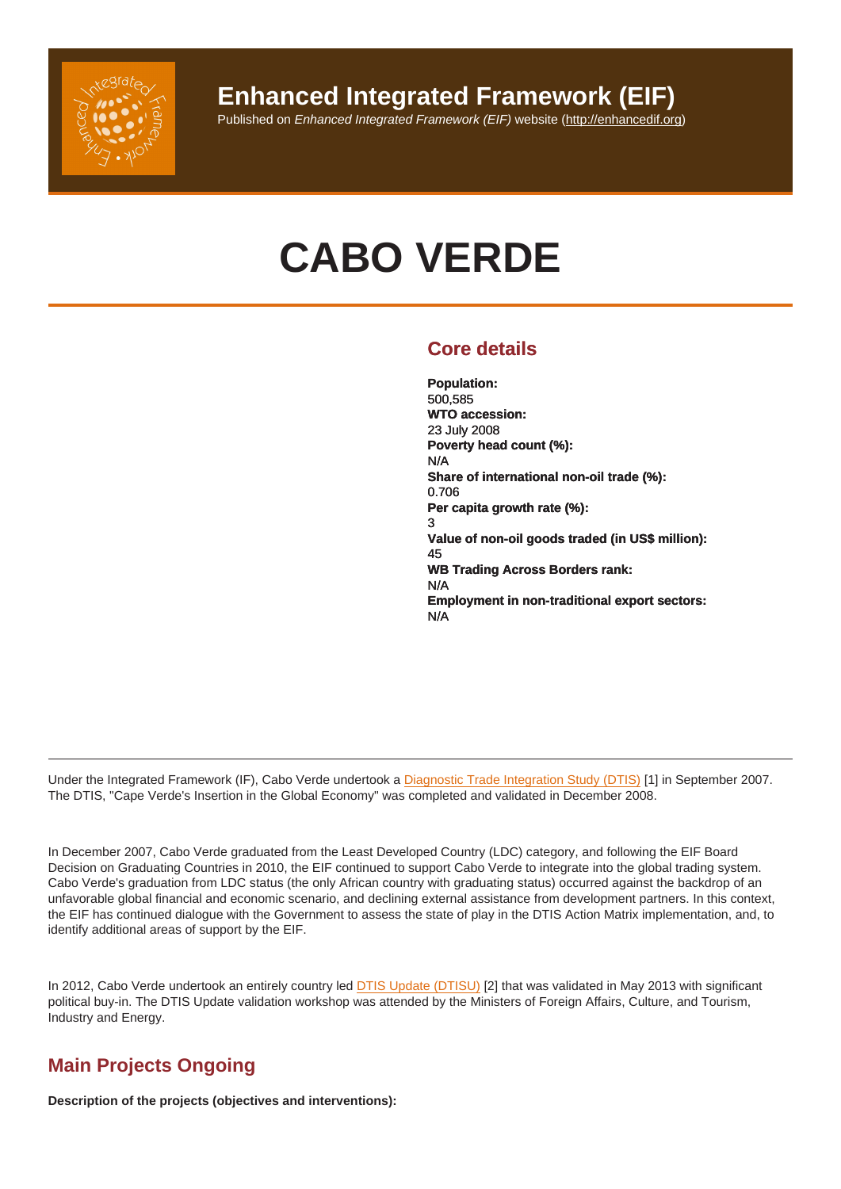# Enhanced Integrated Framework (EIF)

Published on *Enhanced Integrated Framework (EIF)* website (http://enhancedif.org)

# CABO VERDE

## Core details

**Population:**
500,585
**WTO accession:**
23 July 2008
**Poverty head count (%):**
N/A
**Share of international non-oil trade (%):**
0.706
**Per capita growth rate (%):**
3
**Value of non-oil goods traded (in US$ million):**
45
**WB Trading Across Borders rank:**
N/A
**Employment in non-traditional export sectors:**
N/A

---

Under the Integrated Framework (IF), Cabo Verde undertook a Diagnostic Trade Integration Study (DTIS) [1] in September 2007. The DTIS, "Cape Verde's Insertion in the Global Economy" was completed and validated in December 2008.

In December 2007, Cabo Verde graduated from the Least Developed Country (LDC) category, and following the EIF Board Decision on Graduating Countries in 2010, the EIF continued to support Cabo Verde to integrate into the global trading system. Cabo Verde's graduation from LDC status (the only African country with graduating status) occurred against the backdrop of an unfavorable global financial and economic scenario, and declining external assistance from development partners. In this context, the EIF has continued dialogue with the Government to assess the state of play in the DTIS Action Matrix implementation, and, to identify additional areas of support by the EIF.

In 2012, Cabo Verde undertook an entirely country led DTIS Update (DTISU) [2] that was validated in May 2013 with significant political buy-in. The DTIS Update validation workshop was attended by the Ministers of Foreign Affairs, Culture, and Tourism, Industry and Energy.

## Main Projects Ongoing

**Description of the projects (objectives and interventions):**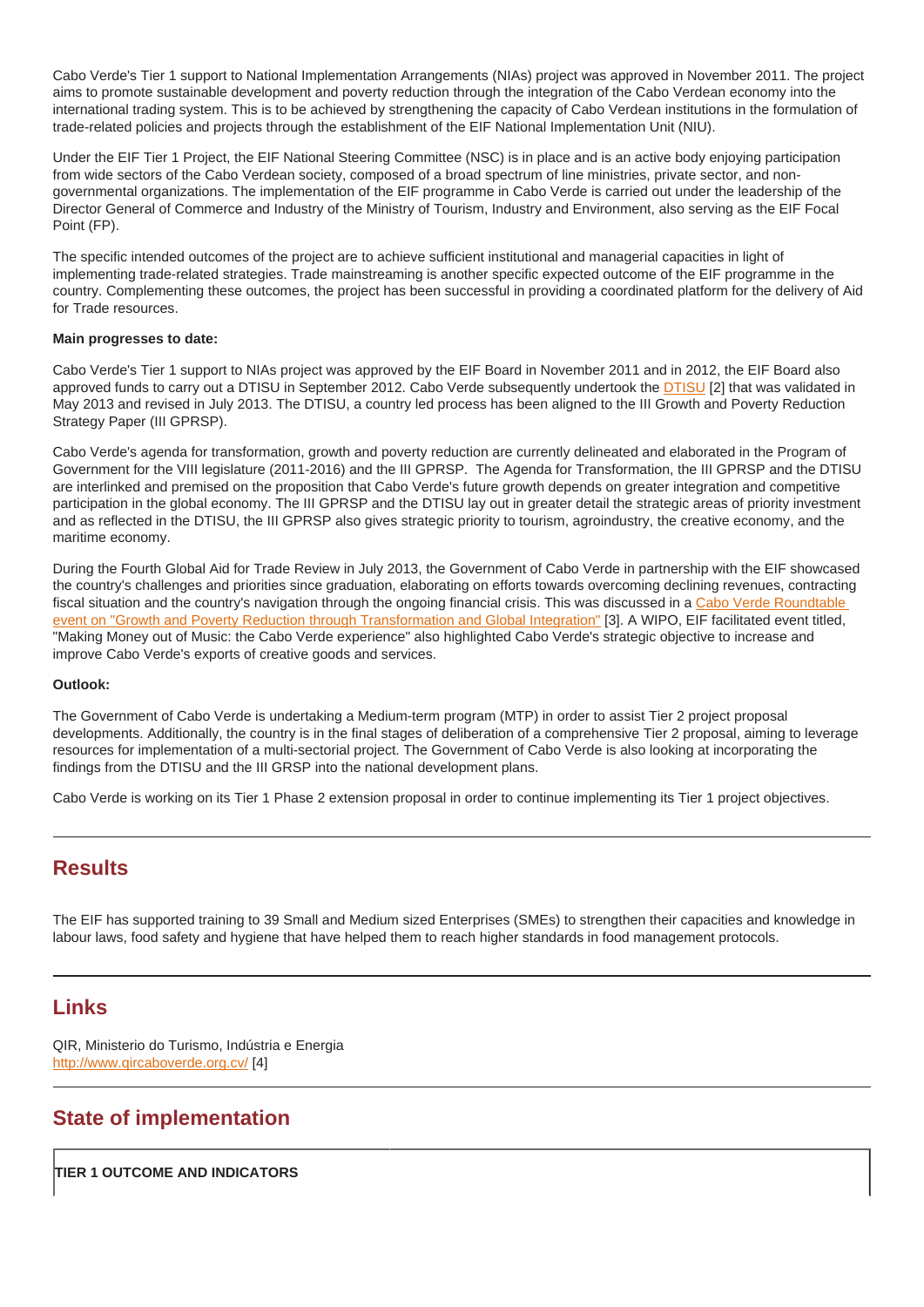Cabo Verde's Tier 1 support to National Implementation Arrangements (NIAs) project was approved in November 2011. The project aims to promote sustainable development and poverty reduction through the integration of the Cabo Verdean economy into the international trading system. This is to be achieved by strengthening the capacity of Cabo Verdean institutions in the formulation of trade-related policies and projects through the establishment of the EIF National Implementation Unit (NIU).

Under the EIF Tier 1 Project, the EIF National Steering Committee (NSC) is in place and is an active body enjoying participation from wide sectors of the Cabo Verdean society, composed of a broad spectrum of line ministries, private sector, and non-governmental organizations. The implementation of the EIF programme in Cabo Verde is carried out under the leadership of the Director General of Commerce and Industry of the Ministry of Tourism, Industry and Environment, also serving as the EIF Focal Point (FP).

The specific intended outcomes of the project are to achieve sufficient institutional and managerial capacities in light of implementing trade-related strategies. Trade mainstreaming is another specific expected outcome of the EIF programme in the country. Complementing these outcomes, the project has been successful in providing a coordinated platform for the delivery of Aid for Trade resources.

**Main progresses to date:**

Cabo Verde's Tier 1 support to NIAs project was approved by the EIF Board in November 2011 and in 2012, the EIF Board also approved funds to carry out a DTISU in September 2012. Cabo Verde subsequently undertook the DTISU [2] that was validated in May 2013 and revised in July 2013. The DTISU, a country led process has been aligned to the III Growth and Poverty Reduction Strategy Paper (III GPRSP).

Cabo Verde's agenda for transformation, growth and poverty reduction are currently delineated and elaborated in the Program of Government for the VIII legislature (2011-2016) and the III GPRSP. The Agenda for Transformation, the III GPRSP and the DTISU are interlinked and premised on the proposition that Cabo Verde's future growth depends on greater integration and competitive participation in the global economy. The III GPRSP and the DTISU lay out in greater detail the strategic areas of priority investment and as reflected in the DTISU, the III GPRSP also gives strategic priority to tourism, agroindustry, the creative economy, and the maritime economy.

During the Fourth Global Aid for Trade Review in July 2013, the Government of Cabo Verde in partnership with the EIF showcased the country's challenges and priorities since graduation, elaborating on efforts towards overcoming declining revenues, contracting fiscal situation and the country's navigation through the ongoing financial crisis. This was discussed in a Cabo Verde Roundtable event on "Growth and Poverty Reduction through Transformation and Global Integration" [3]. A WIPO, EIF facilitated event titled, "Making Money out of Music: the Cabo Verde experience" also highlighted Cabo Verde's strategic objective to increase and improve Cabo Verde's exports of creative goods and services.

**Outlook:**

The Government of Cabo Verde is undertaking a Medium-term program (MTP) in order to assist Tier 2 project proposal developments. Additionally, the country is in the final stages of deliberation of a comprehensive Tier 2 proposal, aiming to leverage resources for implementation of a multi-sectorial project. The Government of Cabo Verde is also looking at incorporating the findings from the DTISU and the III GRSP into the national development plans.

Cabo Verde is working on its Tier 1 Phase 2 extension proposal in order to continue implementing its Tier 1 project objectives.

## Results

The EIF has supported training to 39 Small and Medium sized Enterprises (SMEs) to strengthen their capacities and knowledge in labour laws, food safety and hygiene that have helped them to reach higher standards in food management protocols.

## Links

QIR, Ministerio do Turismo, Indústria e Energia
http://www.qircaboverde.org.cv/ [4]

## State of implementation

| TIER 1 OUTCOME AND INDICATORS |
| --- |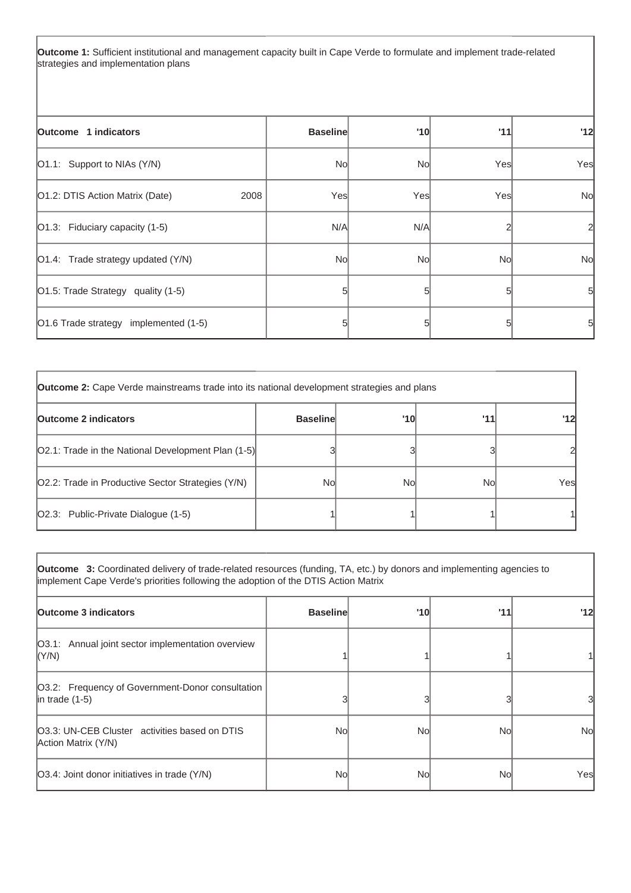| **Outcome 1:** Sufficient institutional and management capacity built in Cape Verde to formulate and implement trade-related strategies and implementation plans | | | | |
|---|---|---|---|---|
| **Outcome 1 indicators** | **Baseline** | **'10** | **'11** | **'12** |
| O1.1: Support to NIAs (Y/N) | No | No | Yes | Yes |
| O1.2: DTIS Action Matrix (Date) 2008 | Yes | Yes | Yes | No |
| O1.3: Fiduciary capacity (1-5) | N/A | N/A | 2 | 2 |
| O1.4: Trade strategy updated (Y/N) | No | No | No | No |
| O1.5: Trade Strategy quality (1-5) | 5 | 5 | 5 | 5 |
| O1.6 Trade strategy implemented (1-5) | 5 | 5 | 5 | 5 |

| **Outcome 2:** Cape Verde mainstreams trade into its national development strategies and plans | | | | |
|---|---|---|---|---|
| **Outcome 2 indicators** | **Baseline** | **'10** | **'11** | **'12** |
| O2.1: Trade in the National Development Plan (1-5) | 3 | 3 | 3 | 2 |
| O2.2: Trade in Productive Sector Strategies (Y/N) | No | No | No | Yes |
| O2.3: Public-Private Dialogue (1-5) | 1 | 1 | 1 | 1 |

| **Outcome 3:** Coordinated delivery of trade-related resources (funding, TA, etc.) by donors and implementing agencies to implement Cape Verde's priorities following the adoption of the DTIS Action Matrix | | | | |
|---|---|---|---|---|
| **Outcome 3 indicators** | **Baseline** | **'10** | **'11** | **'12** |
| O3.1: Annual joint sector implementation overview (Y/N) | 1 | 1 | 1 | 1 |
| O3.2: Frequency of Government-Donor consultation in trade (1-5) | 3 | 3 | 3 | 3 |
| O3.3: UN-CEB Cluster activities based on DTIS Action Matrix (Y/N) | No | No | No | No |
| O3.4: Joint donor initiatives in trade (Y/N) | No | No | No | Yes |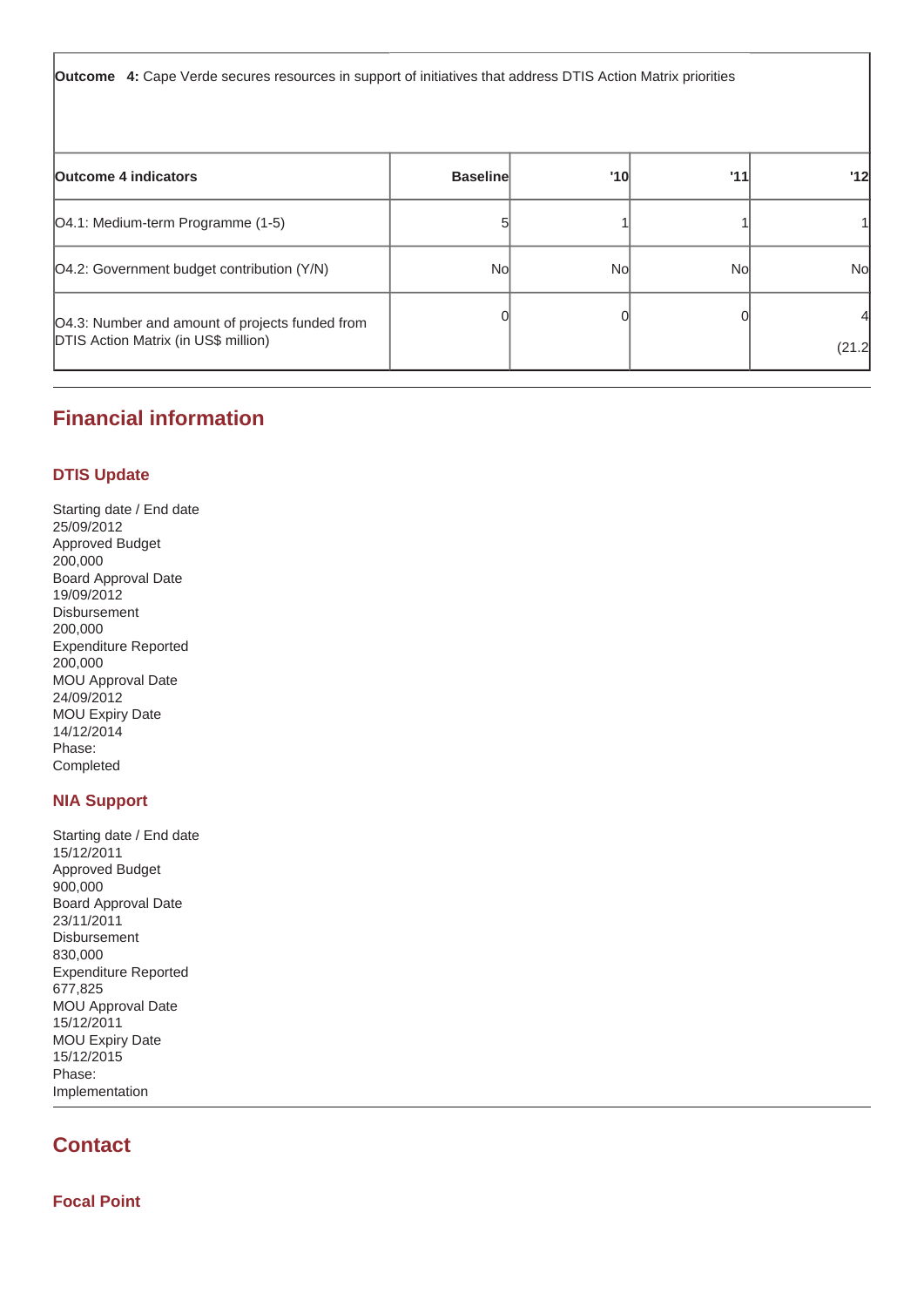**Outcome 4:** Cape Verde secures resources in support of initiatives that address DTIS Action Matrix priorities

| Outcome 4 indicators | Baseline | '10 | '11 | '12 |
| --- | --- | --- | --- | --- |
| O4.1: Medium-term Programme (1-5) | 5 | 1 | 1 | 1 |
| O4.2: Government budget contribution (Y/N) | No | No | No | No |
| O4.3: Number and amount of projects funded from DTIS Action Matrix (in US$ million) | 0 | 0 | 0 | 4 (21.2 |

## Financial information

### DTIS Update

Starting date / End date
25/09/2012
Approved Budget
200,000
Board Approval Date
19/09/2012
Disbursement
200,000
Expenditure Reported
200,000
MOU Approval Date
24/09/2012
MOU Expiry Date
14/12/2014
Phase:
Completed

### NIA Support

Starting date / End date
15/12/2011
Approved Budget
900,000
Board Approval Date
23/11/2011
Disbursement
830,000
Expenditure Reported
677,825
MOU Approval Date
15/12/2011
MOU Expiry Date
15/12/2015
Phase:
Implementation

## Contact

### Focal Point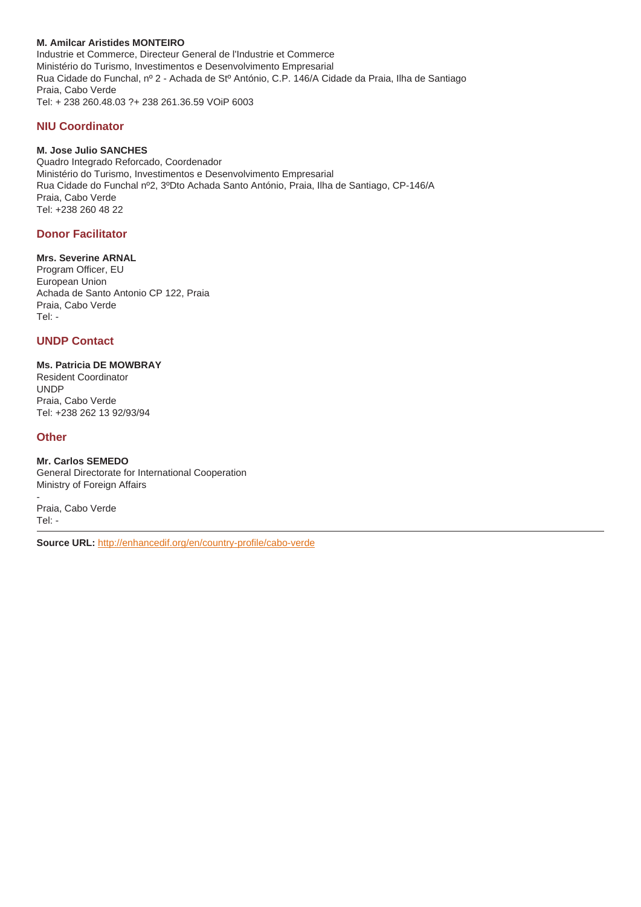**M. Amilcar Aristides MONTEIRO**
Industrie et Commerce, Directeur General de l'Industrie et Commerce
Ministério do Turismo, Investimentos e Desenvolvimento Empresarial
Rua Cidade do Funchal, nº 2 - Achada de Stº António, C.P. 146/A Cidade da Praia, Ilha de Santiago
Praia, Cabo Verde
Tel: + 238 260.48.03 ?+ 238 261.36.59 VOiP 6003

## NIU Coordinator

**M. Jose Julio SANCHES**
Quadro Integrado Reforcado, Coordenador
Ministério do Turismo, Investimentos e Desenvolvimento Empresarial
Rua Cidade do Funchal nº2, 3ºDto Achada Santo António, Praia, Ilha de Santiago, CP-146/A
Praia, Cabo Verde
Tel: +238 260 48 22

## Donor Facilitator

**Mrs. Severine ARNAL**
Program Officer, EU
European Union
Achada de Santo Antonio CP 122, Praia
Praia, Cabo Verde
Tel: -

## UNDP Contact

**Ms. Patricia DE MOWBRAY**
Resident Coordinator
UNDP
Praia, Cabo Verde
Tel: +238 262 13 92/93/94

## Other

**Mr. Carlos SEMEDO**
General Directorate for International Cooperation
Ministry of Foreign Affairs
-
Praia, Cabo Verde
Tel: -

---

**Source URL:** http://enhancedif.org/en/country-profile/cabo-verde